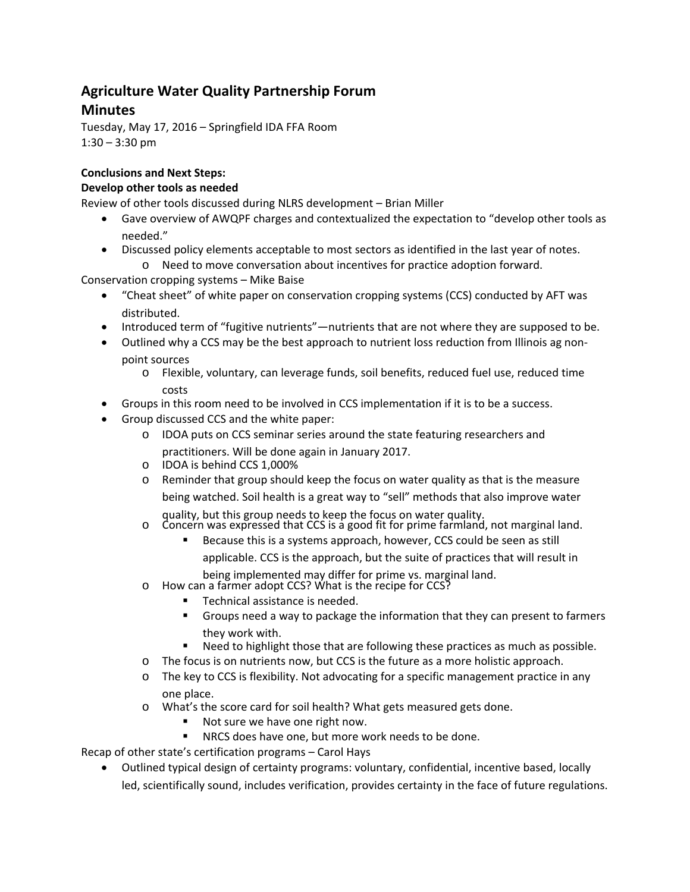# Agriculture Water Quality Partnership Forum

# Minutes

Tuesday, May 17, 2016 – Springfield IDA FFA Room
1:30 – 3:30 pm

**Conclusions and Next Steps:**

**Develop other tools as needed**

Review of other tools discussed during NLRS development – Brian Miller

- Gave overview of AWQPF charges and contextualized the expectation to "develop other tools as needed."
- Discussed policy elements acceptable to most sectors as identified in the last year of notes.
  - Need to move conversation about incentives for practice adoption forward.

Conservation cropping systems – Mike Baise

- "Cheat sheet" of white paper on conservation cropping systems (CCS) conducted by AFT was distributed.
- Introduced term of "fugitive nutrients"—nutrients that are not where they are supposed to be.
- Outlined why a CCS may be the best approach to nutrient loss reduction from Illinois ag non-point sources
  - Flexible, voluntary, can leverage funds, soil benefits, reduced fuel use, reduced time costs
- Groups in this room need to be involved in CCS implementation if it is to be a success.
- Group discussed CCS and the white paper:
  - IDOA puts on CCS seminar series around the state featuring researchers and practitioners. Will be done again in January 2017.
  - IDOA is behind CCS 1,000%
  - Reminder that group should keep the focus on water quality as that is the measure being watched. Soil health is a great way to "sell" methods that also improve water quality, but this group needs to keep the focus on water quality.
  - Concern was expressed that CCS is a good fit for prime farmland, not marginal land.
    - Because this is a systems approach, however, CCS could be seen as still applicable. CCS is the approach, but the suite of practices that will result in being implemented may differ for prime vs. marginal land.
  - How can a farmer adopt CCS? What is the recipe for CCS?
    - Technical assistance is needed.
    - Groups need a way to package the information that they can present to farmers they work with.
    - Need to highlight those that are following these practices as much as possible.
  - The focus is on nutrients now, but CCS is the future as a more holistic approach.
  - The key to CCS is flexibility. Not advocating for a specific management practice in any one place.
  - What's the score card for soil health? What gets measured gets done.
    - Not sure we have one right now.
    - NRCS does have one, but more work needs to be done.

Recap of other state's certification programs – Carol Hays

- Outlined typical design of certainty programs: voluntary, confidential, incentive based, locally led, scientifically sound, includes verification, provides certainty in the face of future regulations.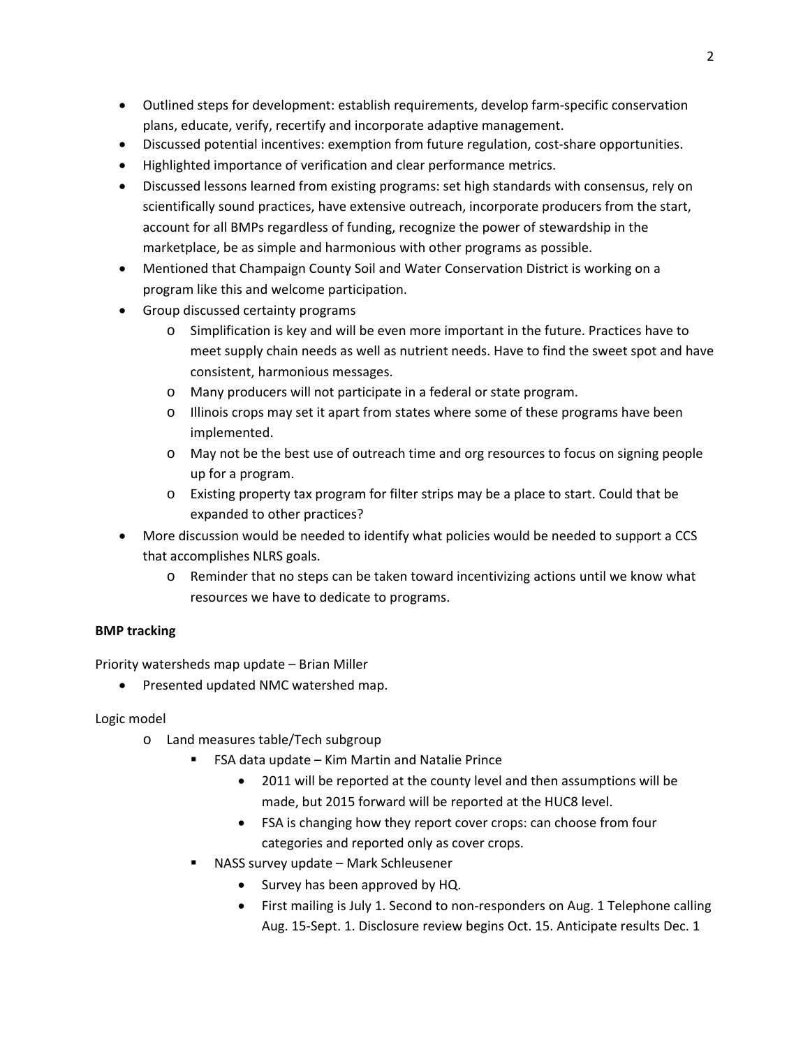- Outlined steps for development: establish requirements, develop farm-specific conservation plans, educate, verify, recertify and incorporate adaptive management.
- Discussed potential incentives: exemption from future regulation, cost-share opportunities.
- Highlighted importance of verification and clear performance metrics.
- Discussed lessons learned from existing programs: set high standards with consensus, rely on scientifically sound practices, have extensive outreach, incorporate producers from the start, account for all BMPs regardless of funding, recognize the power of stewardship in the marketplace, be as simple and harmonious with other programs as possible.
- Mentioned that Champaign County Soil and Water Conservation District is working on a program like this and welcome participation.
- Group discussed certainty programs
    - Simplification is key and will be even more important in the future. Practices have to meet supply chain needs as well as nutrient needs. Have to find the sweet spot and have consistent, harmonious messages.
    - Many producers will not participate in a federal or state program.
    - Illinois crops may set it apart from states where some of these programs have been implemented.
    - May not be the best use of outreach time and org resources to focus on signing people up for a program.
    - Existing property tax program for filter strips may be a place to start. Could that be expanded to other practices?
- More discussion would be needed to identify what policies would be needed to support a CCS that accomplishes NLRS goals.
    - Reminder that no steps can be taken toward incentivizing actions until we know what resources we have to dedicate to programs.

**BMP tracking**

Priority watersheds map update – Brian Miller

- Presented updated NMC watershed map.

Logic model

- Land measures table/Tech subgroup
    - FSA data update – Kim Martin and Natalie Prince
        - 2011 will be reported at the county level and then assumptions will be made, but 2015 forward will be reported at the HUC8 level.
        - FSA is changing how they report cover crops: can choose from four categories and reported only as cover crops.
    - NASS survey update – Mark Schleusener
        - Survey has been approved by HQ.
        - First mailing is July 1. Second to non-responders on Aug. 1 Telephone calling Aug. 15-Sept. 1. Disclosure review begins Oct. 15. Anticipate results Dec. 1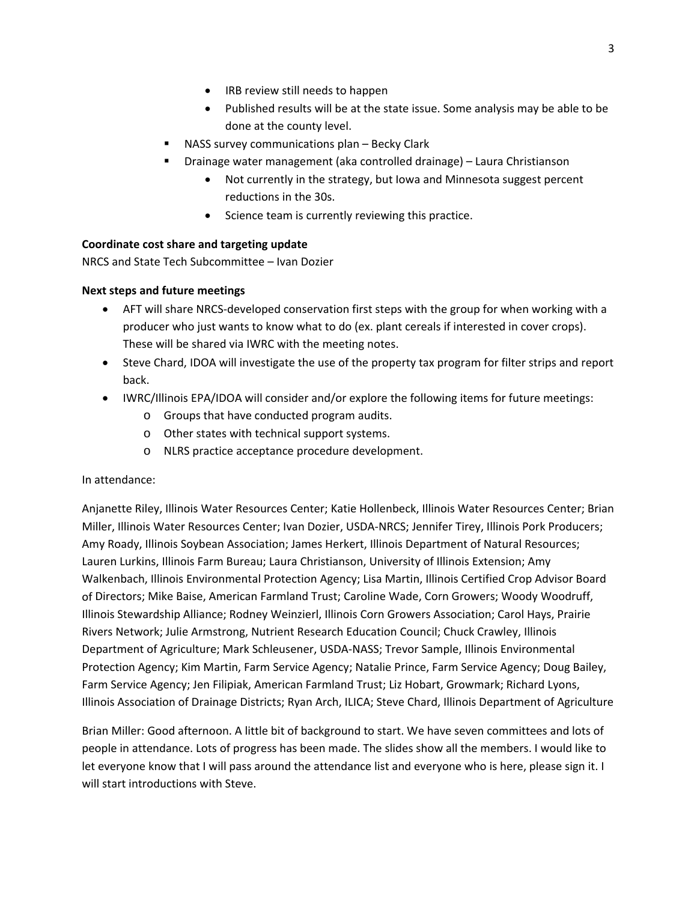- IRB review still needs to happen
            - Published results will be at the state issue. Some analysis may be able to be done at the county level.
    - NASS survey communications plan – Becky Clark
    - Drainage water management (aka controlled drainage) – Laura Christianson
        - Not currently in the strategy, but Iowa and Minnesota suggest percent reductions in the 30s.
        - Science team is currently reviewing this practice.

**Coordinate cost share and targeting update**

NRCS and State Tech Subcommittee – Ivan Dozier

**Next steps and future meetings**

- AFT will share NRCS-developed conservation first steps with the group for when working with a producer who just wants to know what to do (ex. plant cereals if interested in cover crops). These will be shared via IWRC with the meeting notes.
- Steve Chard, IDOA will investigate the use of the property tax program for filter strips and report back.
- IWRC/Illinois EPA/IDOA will consider and/or explore the following items for future meetings:
    - Groups that have conducted program audits.
    - Other states with technical support systems.
    - NLRS practice acceptance procedure development.

In attendance:

Anjanette Riley, Illinois Water Resources Center; Katie Hollenbeck, Illinois Water Resources Center; Brian Miller, Illinois Water Resources Center; Ivan Dozier, USDA-NRCS; Jennifer Tirey, Illinois Pork Producers; Amy Roady, Illinois Soybean Association; James Herkert, Illinois Department of Natural Resources; Lauren Lurkins, Illinois Farm Bureau; Laura Christianson, University of Illinois Extension; Amy Walkenbach, Illinois Environmental Protection Agency; Lisa Martin, Illinois Certified Crop Advisor Board of Directors; Mike Baise, American Farmland Trust; Caroline Wade, Corn Growers; Woody Woodruff, Illinois Stewardship Alliance; Rodney Weinzierl, Illinois Corn Growers Association; Carol Hays, Prairie Rivers Network; Julie Armstrong, Nutrient Research Education Council; Chuck Crawley, Illinois Department of Agriculture; Mark Schleusener, USDA-NASS; Trevor Sample, Illinois Environmental Protection Agency; Kim Martin, Farm Service Agency; Natalie Prince, Farm Service Agency; Doug Bailey, Farm Service Agency; Jen Filipiak, American Farmland Trust; Liz Hobart, Growmark; Richard Lyons, Illinois Association of Drainage Districts; Ryan Arch, ILICA; Steve Chard, Illinois Department of Agriculture

Brian Miller: Good afternoon. A little bit of background to start. We have seven committees and lots of people in attendance. Lots of progress has been made. The slides show all the members. I would like to let everyone know that I will pass around the attendance list and everyone who is here, please sign it. I will start introductions with Steve.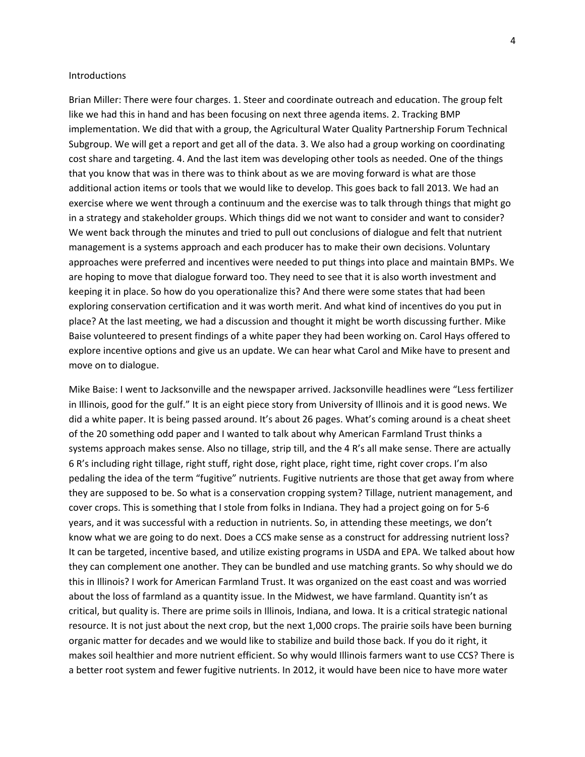Introductions

Brian Miller: There were four charges. 1. Steer and coordinate outreach and education. The group felt like we had this in hand and has been focusing on next three agenda items. 2. Tracking BMP implementation. We did that with a group, the Agricultural Water Quality Partnership Forum Technical Subgroup. We will get a report and get all of the data. 3. We also had a group working on coordinating cost share and targeting. 4. And the last item was developing other tools as needed. One of the things that you know that was in there was to think about as we are moving forward is what are those additional action items or tools that we would like to develop. This goes back to fall 2013. We had an exercise where we went through a continuum and the exercise was to talk through things that might go in a strategy and stakeholder groups. Which things did we not want to consider and want to consider? We went back through the minutes and tried to pull out conclusions of dialogue and felt that nutrient management is a systems approach and each producer has to make their own decisions. Voluntary approaches were preferred and incentives were needed to put things into place and maintain BMPs. We are hoping to move that dialogue forward too. They need to see that it is also worth investment and keeping it in place. So how do you operationalize this? And there were some states that had been exploring conservation certification and it was worth merit. And what kind of incentives do you put in place? At the last meeting, we had a discussion and thought it might be worth discussing further. Mike Baise volunteered to present findings of a white paper they had been working on. Carol Hays offered to explore incentive options and give us an update. We can hear what Carol and Mike have to present and move on to dialogue.

Mike Baise: I went to Jacksonville and the newspaper arrived. Jacksonville headlines were "Less fertilizer in Illinois, good for the gulf." It is an eight piece story from University of Illinois and it is good news. We did a white paper. It is being passed around. It's about 26 pages. What's coming around is a cheat sheet of the 20 something odd paper and I wanted to talk about why American Farmland Trust thinks a systems approach makes sense. Also no tillage, strip till, and the 4 R's all make sense. There are actually 6 R's including right tillage, right stuff, right dose, right place, right time, right cover crops. I'm also pedaling the idea of the term "fugitive" nutrients. Fugitive nutrients are those that get away from where they are supposed to be. So what is a conservation cropping system? Tillage, nutrient management, and cover crops. This is something that I stole from folks in Indiana. They had a project going on for 5-6 years, and it was successful with a reduction in nutrients. So, in attending these meetings, we don't know what we are going to do next. Does a CCS make sense as a construct for addressing nutrient loss? It can be targeted, incentive based, and utilize existing programs in USDA and EPA. We talked about how they can complement one another. They can be bundled and use matching grants. So why should we do this in Illinois? I work for American Farmland Trust. It was organized on the east coast and was worried about the loss of farmland as a quantity issue. In the Midwest, we have farmland. Quantity isn't as critical, but quality is. There are prime soils in Illinois, Indiana, and Iowa. It is a critical strategic national resource. It is not just about the next crop, but the next 1,000 crops. The prairie soils have been burning organic matter for decades and we would like to stabilize and build those back. If you do it right, it makes soil healthier and more nutrient efficient. So why would Illinois farmers want to use CCS? There is a better root system and fewer fugitive nutrients. In 2012, it would have been nice to have more water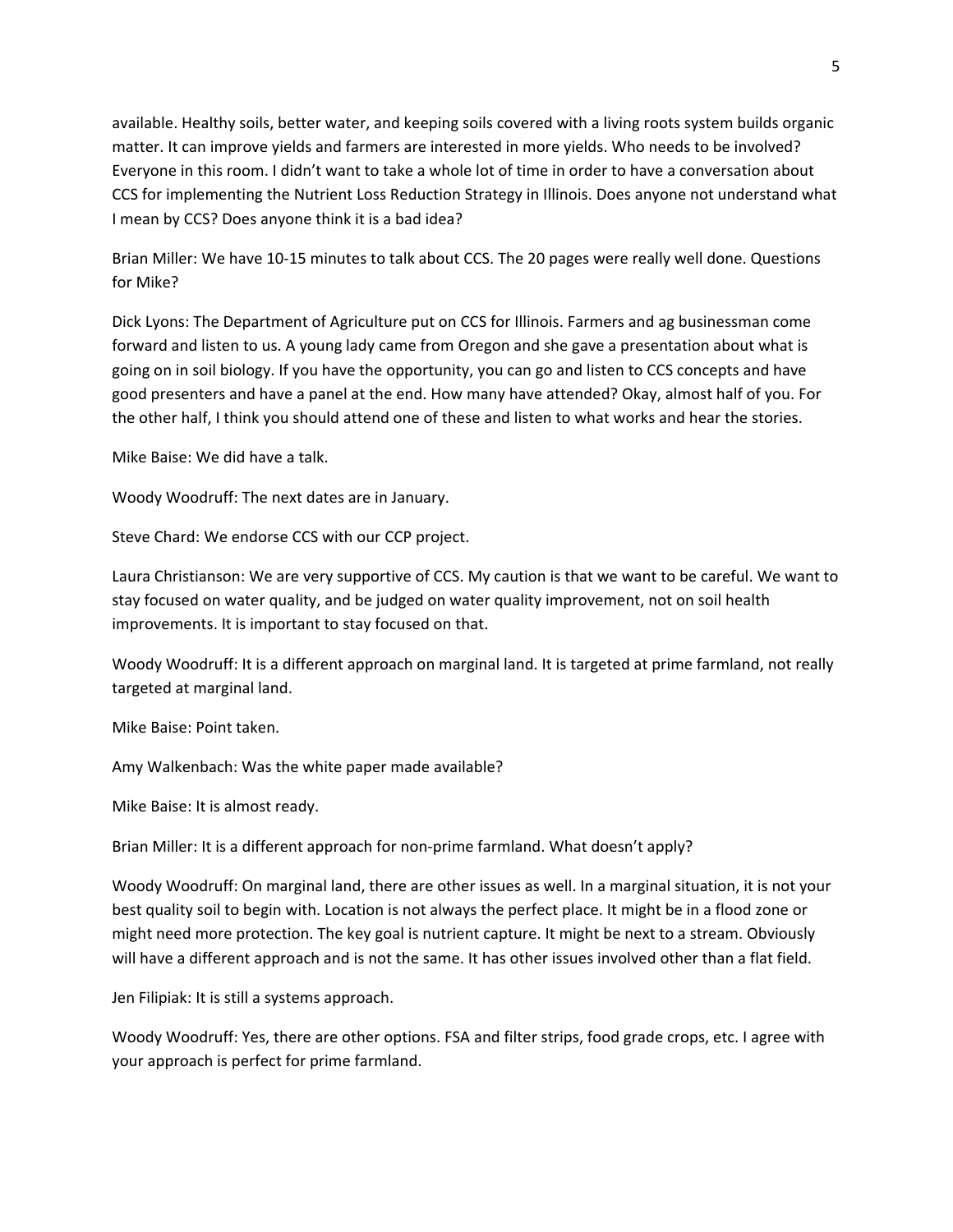available. Healthy soils, better water, and keeping soils covered with a living roots system builds organic matter. It can improve yields and farmers are interested in more yields. Who needs to be involved? Everyone in this room. I didn't want to take a whole lot of time in order to have a conversation about CCS for implementing the Nutrient Loss Reduction Strategy in Illinois. Does anyone not understand what I mean by CCS? Does anyone think it is a bad idea?

Brian Miller: We have 10-15 minutes to talk about CCS. The 20 pages were really well done. Questions for Mike?

Dick Lyons: The Department of Agriculture put on CCS for Illinois. Farmers and ag businessman come forward and listen to us. A young lady came from Oregon and she gave a presentation about what is going on in soil biology. If you have the opportunity, you can go and listen to CCS concepts and have good presenters and have a panel at the end. How many have attended? Okay, almost half of you. For the other half, I think you should attend one of these and listen to what works and hear the stories.

Mike Baise: We did have a talk.

Woody Woodruff: The next dates are in January.

Steve Chard: We endorse CCS with our CCP project.

Laura Christianson: We are very supportive of CCS. My caution is that we want to be careful. We want to stay focused on water quality, and be judged on water quality improvement, not on soil health improvements. It is important to stay focused on that.

Woody Woodruff: It is a different approach on marginal land. It is targeted at prime farmland, not really targeted at marginal land.

Mike Baise: Point taken.

Amy Walkenbach: Was the white paper made available?

Mike Baise: It is almost ready.

Brian Miller: It is a different approach for non-prime farmland. What doesn't apply?

Woody Woodruff: On marginal land, there are other issues as well. In a marginal situation, it is not your best quality soil to begin with. Location is not always the perfect place. It might be in a flood zone or might need more protection. The key goal is nutrient capture. It might be next to a stream. Obviously will have a different approach and is not the same. It has other issues involved other than a flat field.

Jen Filipiak: It is still a systems approach.

Woody Woodruff: Yes, there are other options. FSA and filter strips, food grade crops, etc. I agree with your approach is perfect for prime farmland.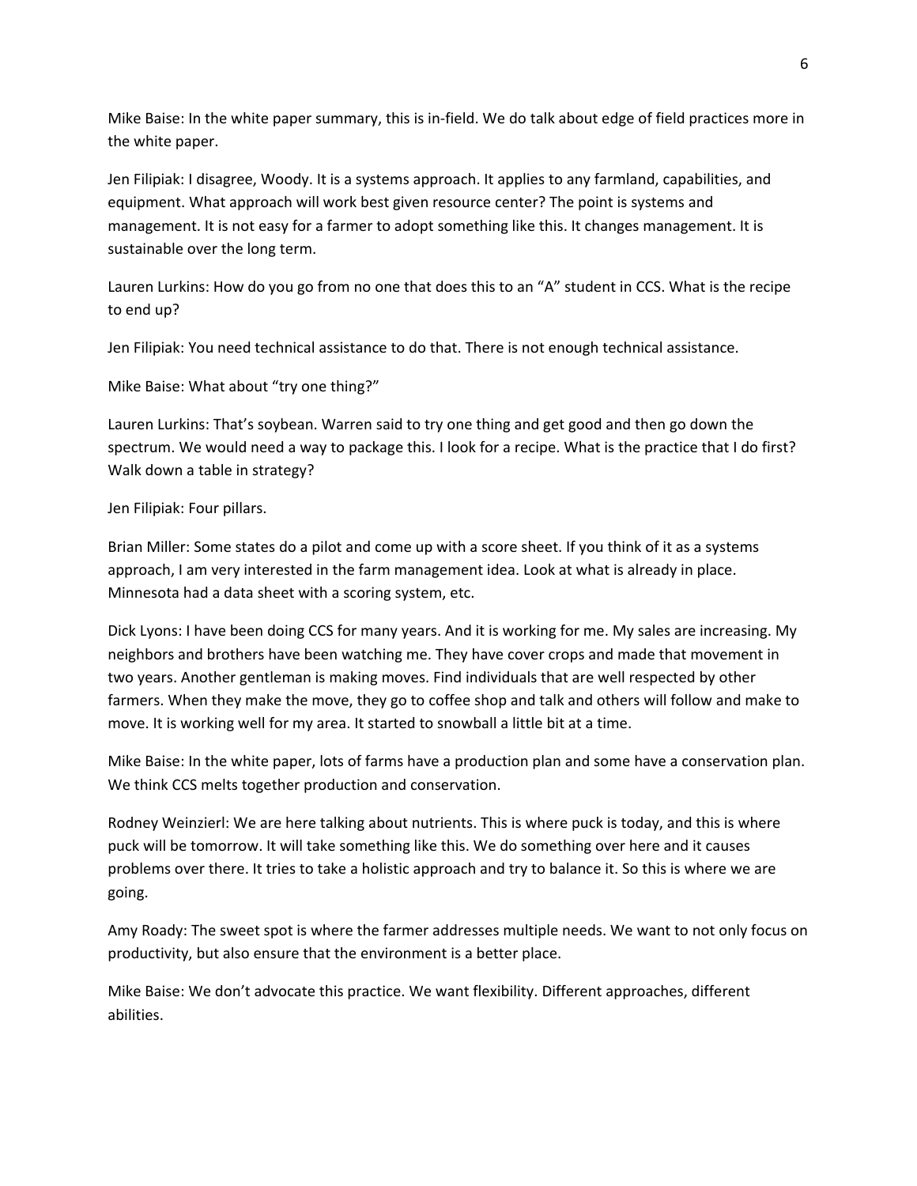Mike Baise: In the white paper summary, this is in-field. We do talk about edge of field practices more in the white paper.

Jen Filipiak: I disagree, Woody. It is a systems approach. It applies to any farmland, capabilities, and equipment. What approach will work best given resource center? The point is systems and management. It is not easy for a farmer to adopt something like this. It changes management. It is sustainable over the long term.

Lauren Lurkins: How do you go from no one that does this to an "A" student in CCS. What is the recipe to end up?

Jen Filipiak: You need technical assistance to do that. There is not enough technical assistance.

Mike Baise: What about "try one thing?"

Lauren Lurkins: That's soybean. Warren said to try one thing and get good and then go down the spectrum. We would need a way to package this. I look for a recipe. What is the practice that I do first? Walk down a table in strategy?

Jen Filipiak: Four pillars.

Brian Miller: Some states do a pilot and come up with a score sheet. If you think of it as a systems approach, I am very interested in the farm management idea. Look at what is already in place. Minnesota had a data sheet with a scoring system, etc.

Dick Lyons: I have been doing CCS for many years. And it is working for me. My sales are increasing. My neighbors and brothers have been watching me. They have cover crops and made that movement in two years. Another gentleman is making moves. Find individuals that are well respected by other farmers. When they make the move, they go to coffee shop and talk and others will follow and make to move. It is working well for my area. It started to snowball a little bit at a time.

Mike Baise: In the white paper, lots of farms have a production plan and some have a conservation plan. We think CCS melts together production and conservation.

Rodney Weinzierl: We are here talking about nutrients. This is where puck is today, and this is where puck will be tomorrow. It will take something like this. We do something over here and it causes problems over there. It tries to take a holistic approach and try to balance it. So this is where we are going.

Amy Roady: The sweet spot is where the farmer addresses multiple needs. We want to not only focus on productivity, but also ensure that the environment is a better place.

Mike Baise: We don't advocate this practice. We want flexibility. Different approaches, different abilities.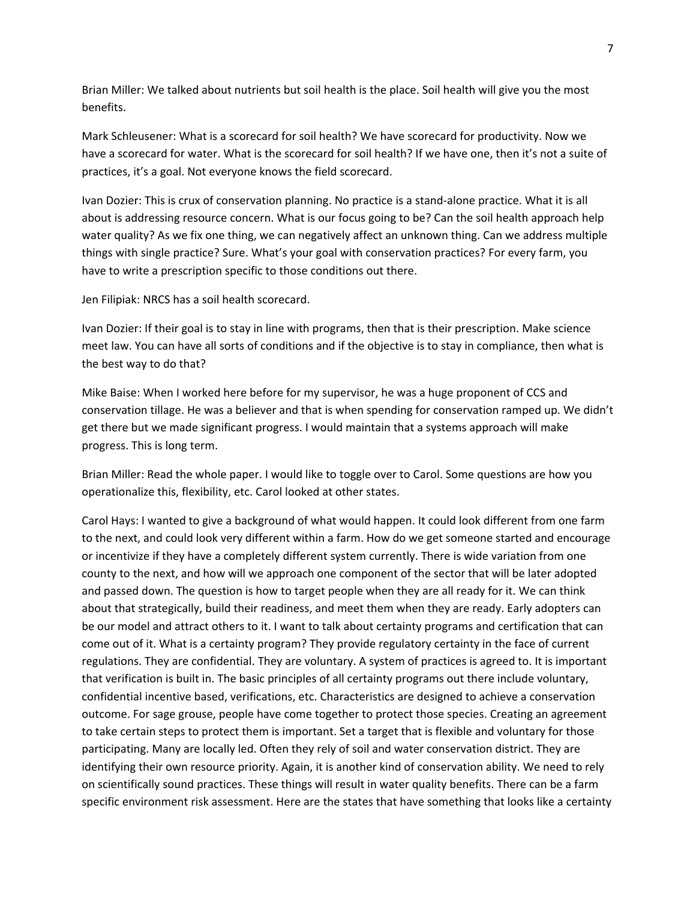Brian Miller: We talked about nutrients but soil health is the place. Soil health will give you the most benefits.

Mark Schleusener: What is a scorecard for soil health? We have scorecard for productivity. Now we have a scorecard for water. What is the scorecard for soil health? If we have one, then it's not a suite of practices, it's a goal. Not everyone knows the field scorecard.

Ivan Dozier: This is crux of conservation planning. No practice is a stand-alone practice. What it is all about is addressing resource concern. What is our focus going to be? Can the soil health approach help water quality? As we fix one thing, we can negatively affect an unknown thing. Can we address multiple things with single practice? Sure. What's your goal with conservation practices? For every farm, you have to write a prescription specific to those conditions out there.

Jen Filipiak: NRCS has a soil health scorecard.

Ivan Dozier: If their goal is to stay in line with programs, then that is their prescription. Make science meet law. You can have all sorts of conditions and if the objective is to stay in compliance, then what is the best way to do that?

Mike Baise: When I worked here before for my supervisor, he was a huge proponent of CCS and conservation tillage. He was a believer and that is when spending for conservation ramped up. We didn't get there but we made significant progress. I would maintain that a systems approach will make progress. This is long term.

Brian Miller: Read the whole paper. I would like to toggle over to Carol. Some questions are how you operationalize this, flexibility, etc. Carol looked at other states.

Carol Hays: I wanted to give a background of what would happen. It could look different from one farm to the next, and could look very different within a farm. How do we get someone started and encourage or incentivize if they have a completely different system currently. There is wide variation from one county to the next, and how will we approach one component of the sector that will be later adopted and passed down. The question is how to target people when they are all ready for it. We can think about that strategically, build their readiness, and meet them when they are ready. Early adopters can be our model and attract others to it. I want to talk about certainty programs and certification that can come out of it. What is a certainty program? They provide regulatory certainty in the face of current regulations. They are confidential. They are voluntary. A system of practices is agreed to. It is important that verification is built in. The basic principles of all certainty programs out there include voluntary, confidential incentive based, verifications, etc. Characteristics are designed to achieve a conservation outcome. For sage grouse, people have come together to protect those species. Creating an agreement to take certain steps to protect them is important. Set a target that is flexible and voluntary for those participating. Many are locally led. Often they rely of soil and water conservation district. They are identifying their own resource priority. Again, it is another kind of conservation ability. We need to rely on scientifically sound practices. These things will result in water quality benefits. There can be a farm specific environment risk assessment. Here are the states that have something that looks like a certainty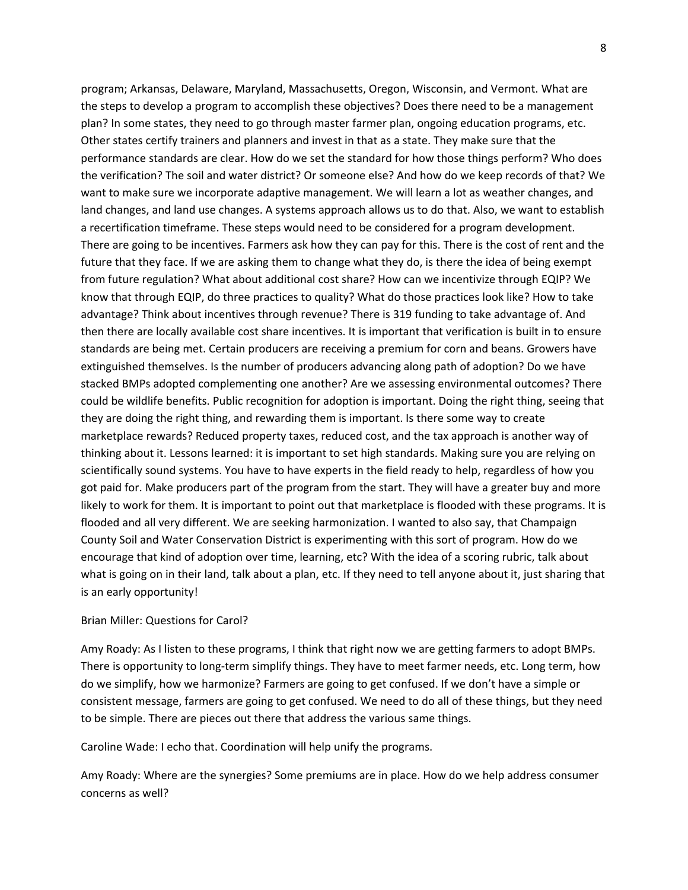program; Arkansas, Delaware, Maryland, Massachusetts, Oregon, Wisconsin, and Vermont. What are the steps to develop a program to accomplish these objectives? Does there need to be a management plan? In some states, they need to go through master farmer plan, ongoing education programs, etc. Other states certify trainers and planners and invest in that as a state. They make sure that the performance standards are clear. How do we set the standard for how those things perform? Who does the verification? The soil and water district? Or someone else? And how do we keep records of that? We want to make sure we incorporate adaptive management. We will learn a lot as weather changes, and land changes, and land use changes. A systems approach allows us to do that. Also, we want to establish a recertification timeframe. These steps would need to be considered for a program development. There are going to be incentives. Farmers ask how they can pay for this. There is the cost of rent and the future that they face. If we are asking them to change what they do, is there the idea of being exempt from future regulation? What about additional cost share? How can we incentivize through EQIP? We know that through EQIP, do three practices to quality? What do those practices look like? How to take advantage? Think about incentives through revenue? There is 319 funding to take advantage of. And then there are locally available cost share incentives. It is important that verification is built in to ensure standards are being met. Certain producers are receiving a premium for corn and beans. Growers have extinguished themselves. Is the number of producers advancing along path of adoption? Do we have stacked BMPs adopted complementing one another? Are we assessing environmental outcomes? There could be wildlife benefits. Public recognition for adoption is important. Doing the right thing, seeing that they are doing the right thing, and rewarding them is important. Is there some way to create marketplace rewards? Reduced property taxes, reduced cost, and the tax approach is another way of thinking about it. Lessons learned: it is important to set high standards. Making sure you are relying on scientifically sound systems. You have to have experts in the field ready to help, regardless of how you got paid for. Make producers part of the program from the start. They will have a greater buy and more likely to work for them. It is important to point out that marketplace is flooded with these programs. It is flooded and all very different. We are seeking harmonization. I wanted to also say, that Champaign County Soil and Water Conservation District is experimenting with this sort of program. How do we encourage that kind of adoption over time, learning, etc? With the idea of a scoring rubric, talk about what is going on in their land, talk about a plan, etc. If they need to tell anyone about it, just sharing that is an early opportunity!

Brian Miller: Questions for Carol?

Amy Roady: As I listen to these programs, I think that right now we are getting farmers to adopt BMPs. There is opportunity to long-term simplify things. They have to meet farmer needs, etc. Long term, how do we simplify, how we harmonize? Farmers are going to get confused. If we don't have a simple or consistent message, farmers are going to get confused. We need to do all of these things, but they need to be simple. There are pieces out there that address the various same things.

Caroline Wade: I echo that. Coordination will help unify the programs.

Amy Roady: Where are the synergies? Some premiums are in place. How do we help address consumer concerns as well?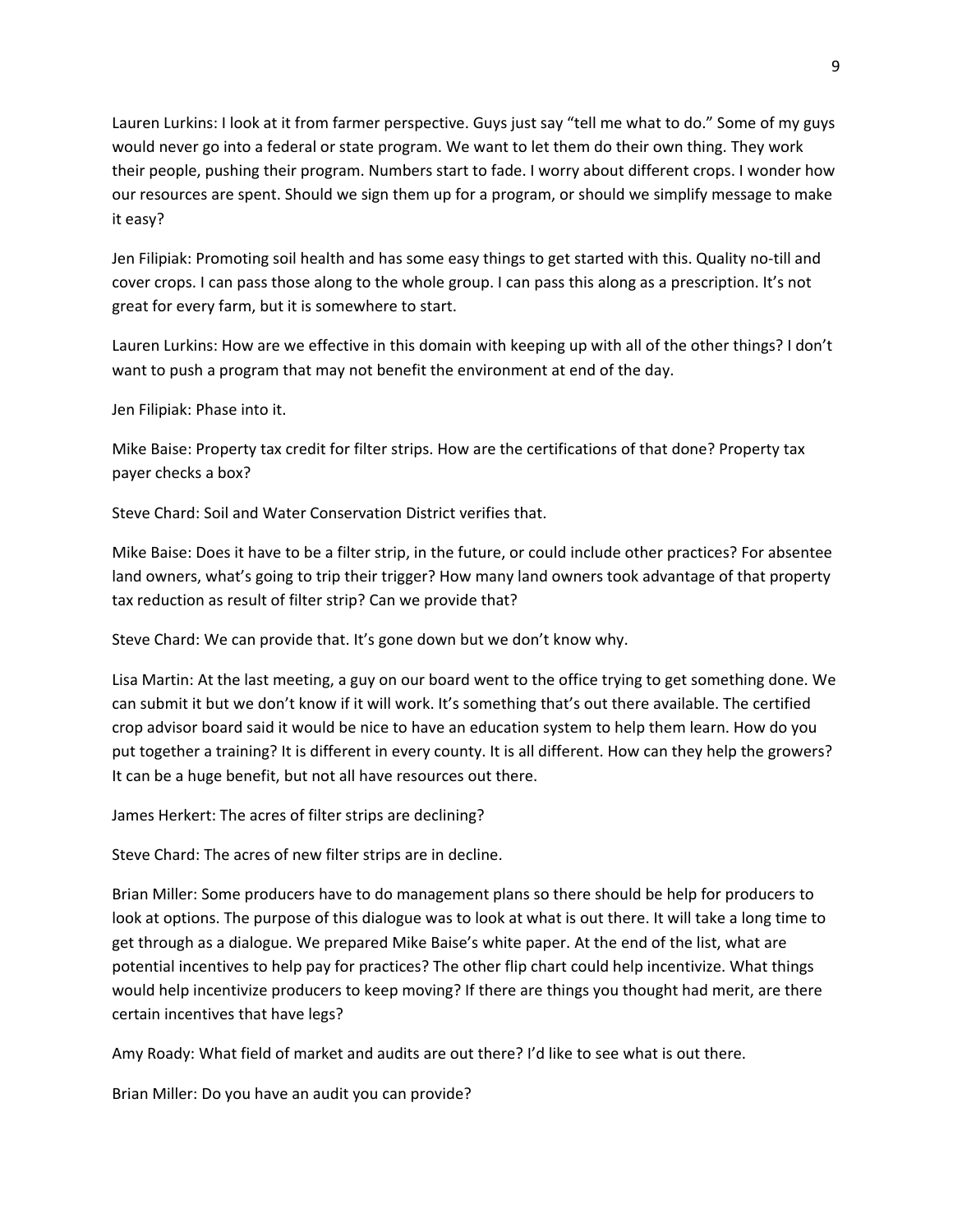Lauren Lurkins: I look at it from farmer perspective. Guys just say "tell me what to do." Some of my guys would never go into a federal or state program. We want to let them do their own thing. They work their people, pushing their program. Numbers start to fade. I worry about different crops. I wonder how our resources are spent. Should we sign them up for a program, or should we simplify message to make it easy?

Jen Filipiak: Promoting soil health and has some easy things to get started with this. Quality no-till and cover crops. I can pass those along to the whole group. I can pass this along as a prescription. It's not great for every farm, but it is somewhere to start.

Lauren Lurkins: How are we effective in this domain with keeping up with all of the other things? I don't want to push a program that may not benefit the environment at end of the day.

Jen Filipiak: Phase into it.

Mike Baise: Property tax credit for filter strips. How are the certifications of that done? Property tax payer checks a box?

Steve Chard: Soil and Water Conservation District verifies that.

Mike Baise: Does it have to be a filter strip, in the future, or could include other practices? For absentee land owners, what's going to trip their trigger? How many land owners took advantage of that property tax reduction as result of filter strip? Can we provide that?

Steve Chard: We can provide that. It's gone down but we don't know why.

Lisa Martin: At the last meeting, a guy on our board went to the office trying to get something done. We can submit it but we don't know if it will work. It's something that's out there available. The certified crop advisor board said it would be nice to have an education system to help them learn. How do you put together a training? It is different in every county. It is all different. How can they help the growers? It can be a huge benefit, but not all have resources out there.

James Herkert: The acres of filter strips are declining?

Steve Chard: The acres of new filter strips are in decline.

Brian Miller: Some producers have to do management plans so there should be help for producers to look at options. The purpose of this dialogue was to look at what is out there. It will take a long time to get through as a dialogue. We prepared Mike Baise's white paper. At the end of the list, what are potential incentives to help pay for practices? The other flip chart could help incentivize. What things would help incentivize producers to keep moving? If there are things you thought had merit, are there certain incentives that have legs?

Amy Roady: What field of market and audits are out there? I'd like to see what is out there.

Brian Miller: Do you have an audit you can provide?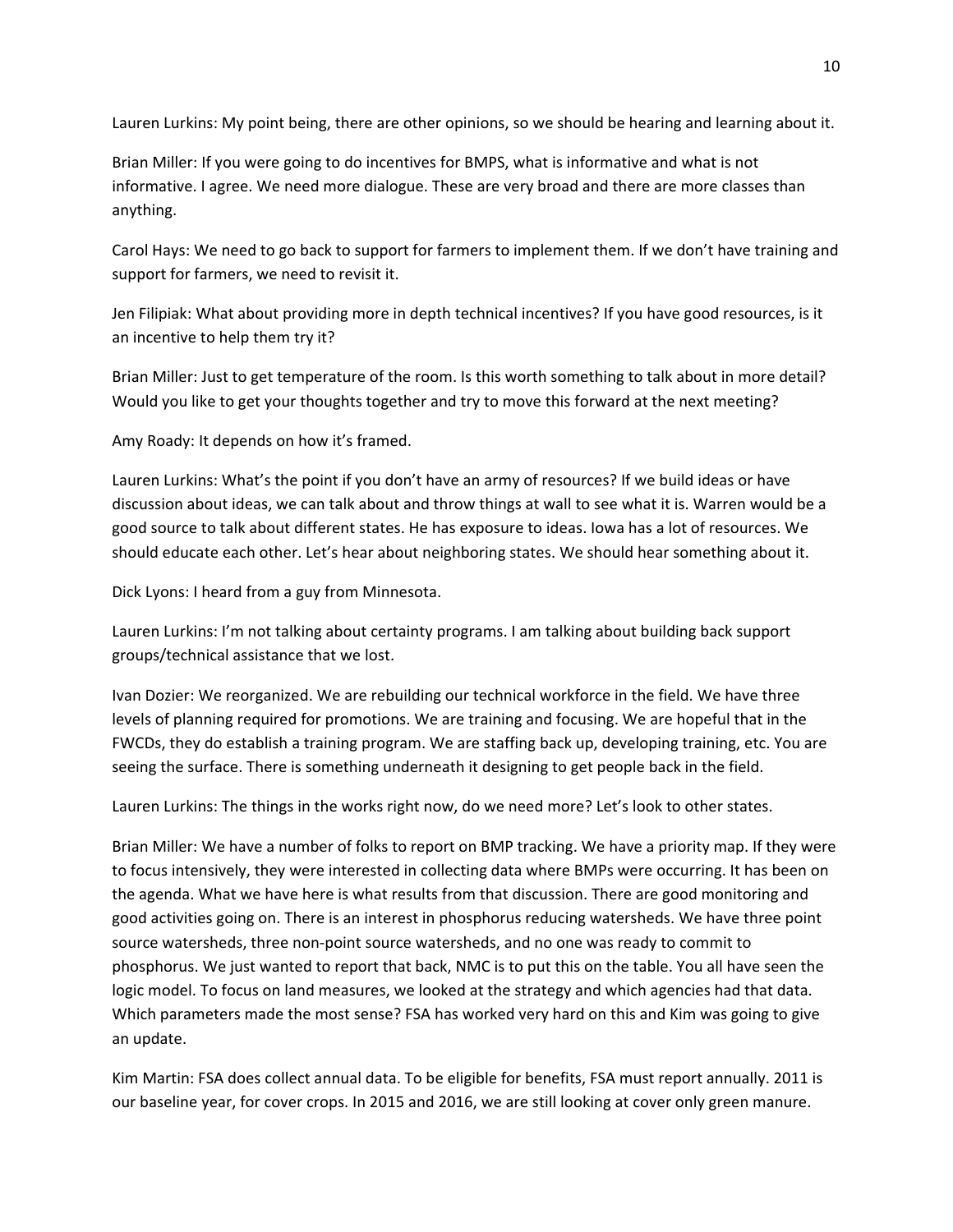Lauren Lurkins: My point being, there are other opinions, so we should be hearing and learning about it.

Brian Miller: If you were going to do incentives for BMPS, what is informative and what is not informative. I agree. We need more dialogue. These are very broad and there are more classes than anything.

Carol Hays: We need to go back to support for farmers to implement them. If we don't have training and support for farmers, we need to revisit it.

Jen Filipiak: What about providing more in depth technical incentives? If you have good resources, is it an incentive to help them try it?

Brian Miller: Just to get temperature of the room. Is this worth something to talk about in more detail? Would you like to get your thoughts together and try to move this forward at the next meeting?

Amy Roady: It depends on how it's framed.

Lauren Lurkins: What's the point if you don't have an army of resources? If we build ideas or have discussion about ideas, we can talk about and throw things at wall to see what it is. Warren would be a good source to talk about different states. He has exposure to ideas. Iowa has a lot of resources. We should educate each other. Let's hear about neighboring states. We should hear something about it.

Dick Lyons: I heard from a guy from Minnesota.

Lauren Lurkins: I'm not talking about certainty programs. I am talking about building back support groups/technical assistance that we lost.

Ivan Dozier: We reorganized. We are rebuilding our technical workforce in the field. We have three levels of planning required for promotions. We are training and focusing. We are hopeful that in the FWCDs, they do establish a training program. We are staffing back up, developing training, etc. You are seeing the surface. There is something underneath it designing to get people back in the field.

Lauren Lurkins: The things in the works right now, do we need more? Let's look to other states.

Brian Miller: We have a number of folks to report on BMP tracking. We have a priority map. If they were to focus intensively, they were interested in collecting data where BMPs were occurring. It has been on the agenda. What we have here is what results from that discussion. There are good monitoring and good activities going on. There is an interest in phosphorus reducing watersheds. We have three point source watersheds, three non-point source watersheds, and no one was ready to commit to phosphorus. We just wanted to report that back, NMC is to put this on the table. You all have seen the logic model. To focus on land measures, we looked at the strategy and which agencies had that data. Which parameters made the most sense? FSA has worked very hard on this and Kim was going to give an update.

Kim Martin: FSA does collect annual data. To be eligible for benefits, FSA must report annually. 2011 is our baseline year, for cover crops. In 2015 and 2016, we are still looking at cover only green manure.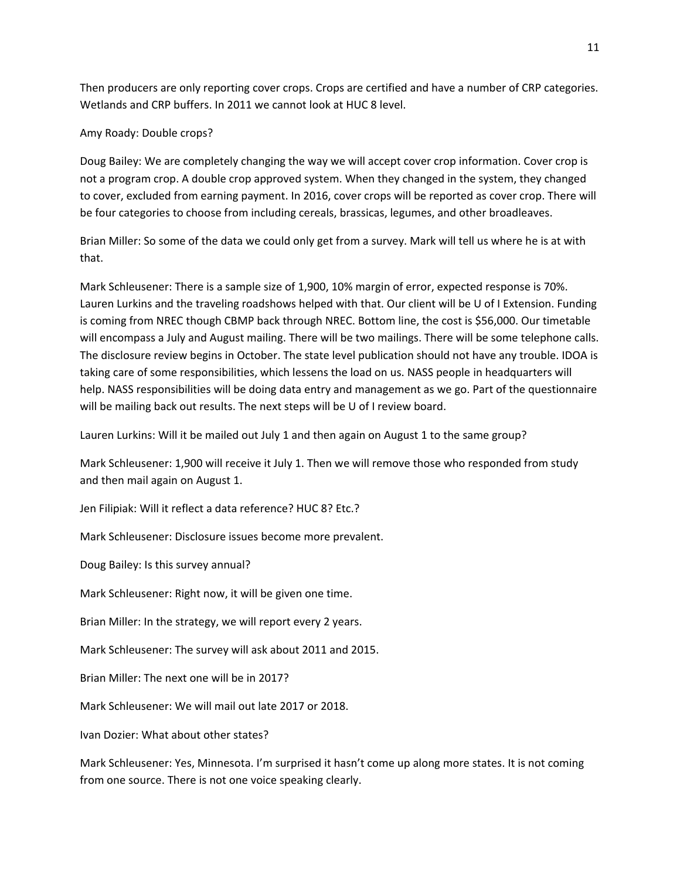Then producers are only reporting cover crops. Crops are certified and have a number of CRP categories. Wetlands and CRP buffers. In 2011 we cannot look at HUC 8 level.

Amy Roady: Double crops?

Doug Bailey: We are completely changing the way we will accept cover crop information. Cover crop is not a program crop. A double crop approved system. When they changed in the system, they changed to cover, excluded from earning payment. In 2016, cover crops will be reported as cover crop. There will be four categories to choose from including cereals, brassicas, legumes, and other broadleaves.

Brian Miller: So some of the data we could only get from a survey. Mark will tell us where he is at with that.

Mark Schleusener: There is a sample size of 1,900, 10% margin of error, expected response is 70%. Lauren Lurkins and the traveling roadshows helped with that. Our client will be U of I Extension. Funding is coming from NREC though CBMP back through NREC. Bottom line, the cost is $56,000. Our timetable will encompass a July and August mailing. There will be two mailings. There will be some telephone calls. The disclosure review begins in October. The state level publication should not have any trouble. IDOA is taking care of some responsibilities, which lessens the load on us. NASS people in headquarters will help. NASS responsibilities will be doing data entry and management as we go. Part of the questionnaire will be mailing back out results. The next steps will be U of I review board.

Lauren Lurkins: Will it be mailed out July 1 and then again on August 1 to the same group?

Mark Schleusener: 1,900 will receive it July 1. Then we will remove those who responded from study and then mail again on August 1.

Jen Filipiak: Will it reflect a data reference? HUC 8? Etc.?

Mark Schleusener: Disclosure issues become more prevalent.

Doug Bailey: Is this survey annual?

Mark Schleusener: Right now, it will be given one time.

Brian Miller: In the strategy, we will report every 2 years.

Mark Schleusener: The survey will ask about 2011 and 2015.

Brian Miller: The next one will be in 2017?

Mark Schleusener: We will mail out late 2017 or 2018.

Ivan Dozier: What about other states?

Mark Schleusener: Yes, Minnesota. I'm surprised it hasn't come up along more states. It is not coming from one source. There is not one voice speaking clearly.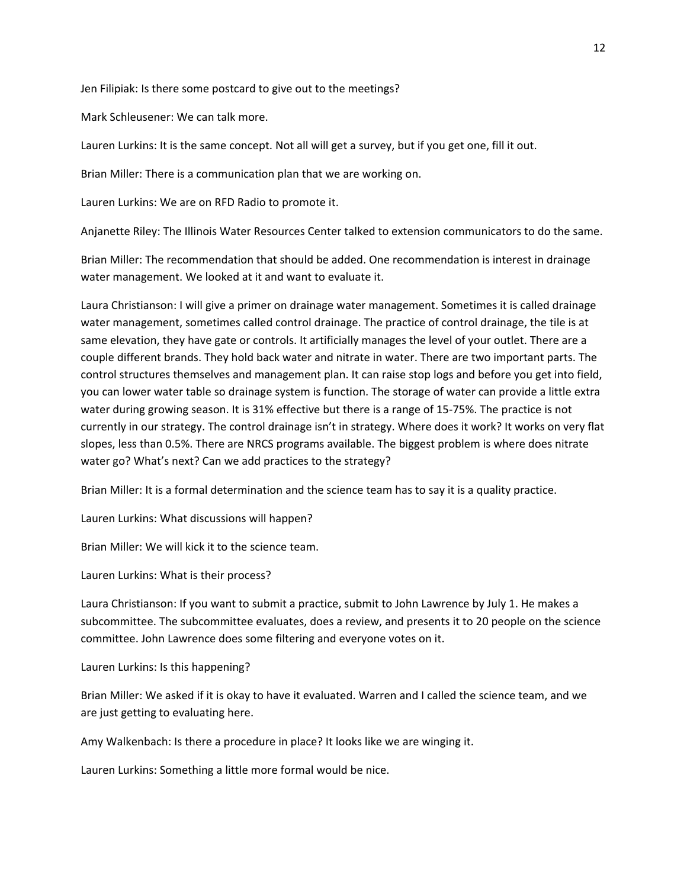Jen Filipiak: Is there some postcard to give out to the meetings?

Mark Schleusener: We can talk more.

Lauren Lurkins: It is the same concept. Not all will get a survey, but if you get one, fill it out.

Brian Miller: There is a communication plan that we are working on.

Lauren Lurkins: We are on RFD Radio to promote it.

Anjanette Riley: The Illinois Water Resources Center talked to extension communicators to do the same.

Brian Miller: The recommendation that should be added. One recommendation is interest in drainage water management. We looked at it and want to evaluate it.

Laura Christianson: I will give a primer on drainage water management. Sometimes it is called drainage water management, sometimes called control drainage. The practice of control drainage, the tile is at same elevation, they have gate or controls. It artificially manages the level of your outlet. There are a couple different brands. They hold back water and nitrate in water. There are two important parts. The control structures themselves and management plan. It can raise stop logs and before you get into field, you can lower water table so drainage system is function. The storage of water can provide a little extra water during growing season. It is 31% effective but there is a range of 15-75%. The practice is not currently in our strategy. The control drainage isn't in strategy. Where does it work? It works on very flat slopes, less than 0.5%. There are NRCS programs available. The biggest problem is where does nitrate water go? What's next? Can we add practices to the strategy?

Brian Miller: It is a formal determination and the science team has to say it is a quality practice.

Lauren Lurkins: What discussions will happen?

Brian Miller: We will kick it to the science team.

Lauren Lurkins: What is their process?

Laura Christianson: If you want to submit a practice, submit to John Lawrence by July 1. He makes a subcommittee. The subcommittee evaluates, does a review, and presents it to 20 people on the science committee. John Lawrence does some filtering and everyone votes on it.

Lauren Lurkins: Is this happening?

Brian Miller: We asked if it is okay to have it evaluated. Warren and I called the science team, and we are just getting to evaluating here.

Amy Walkenbach: Is there a procedure in place? It looks like we are winging it.

Lauren Lurkins: Something a little more formal would be nice.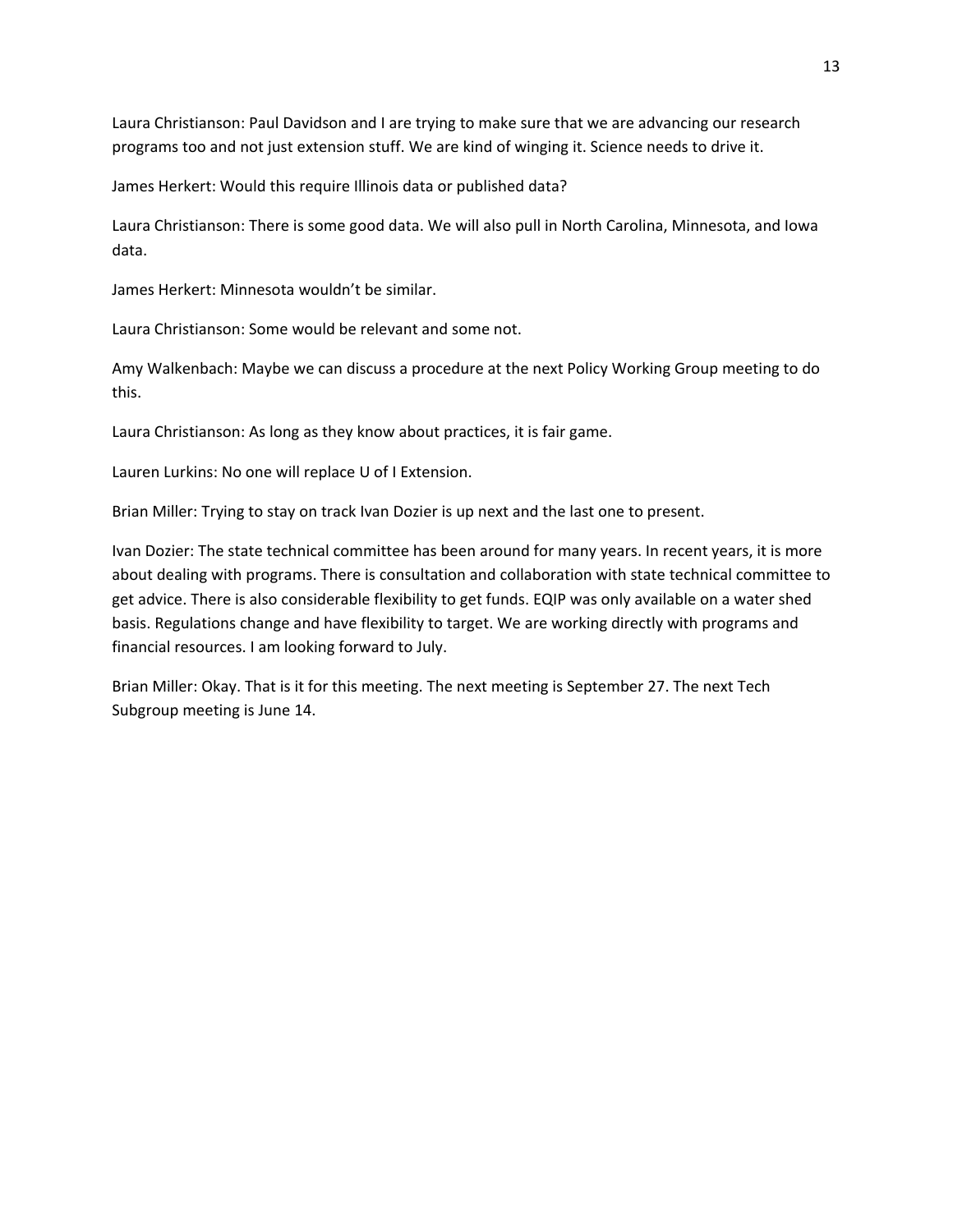Laura Christianson: Paul Davidson and I are trying to make sure that we are advancing our research programs too and not just extension stuff. We are kind of winging it. Science needs to drive it.

James Herkert: Would this require Illinois data or published data?

Laura Christianson: There is some good data. We will also pull in North Carolina, Minnesota, and Iowa data.

James Herkert: Minnesota wouldn't be similar.

Laura Christianson: Some would be relevant and some not.

Amy Walkenbach: Maybe we can discuss a procedure at the next Policy Working Group meeting to do this.

Laura Christianson: As long as they know about practices, it is fair game.

Lauren Lurkins: No one will replace U of I Extension.

Brian Miller: Trying to stay on track Ivan Dozier is up next and the last one to present.

Ivan Dozier: The state technical committee has been around for many years. In recent years, it is more about dealing with programs. There is consultation and collaboration with state technical committee to get advice. There is also considerable flexibility to get funds. EQIP was only available on a water shed basis. Regulations change and have flexibility to target. We are working directly with programs and financial resources. I am looking forward to July.

Brian Miller: Okay. That is it for this meeting. The next meeting is September 27. The next Tech Subgroup meeting is June 14.